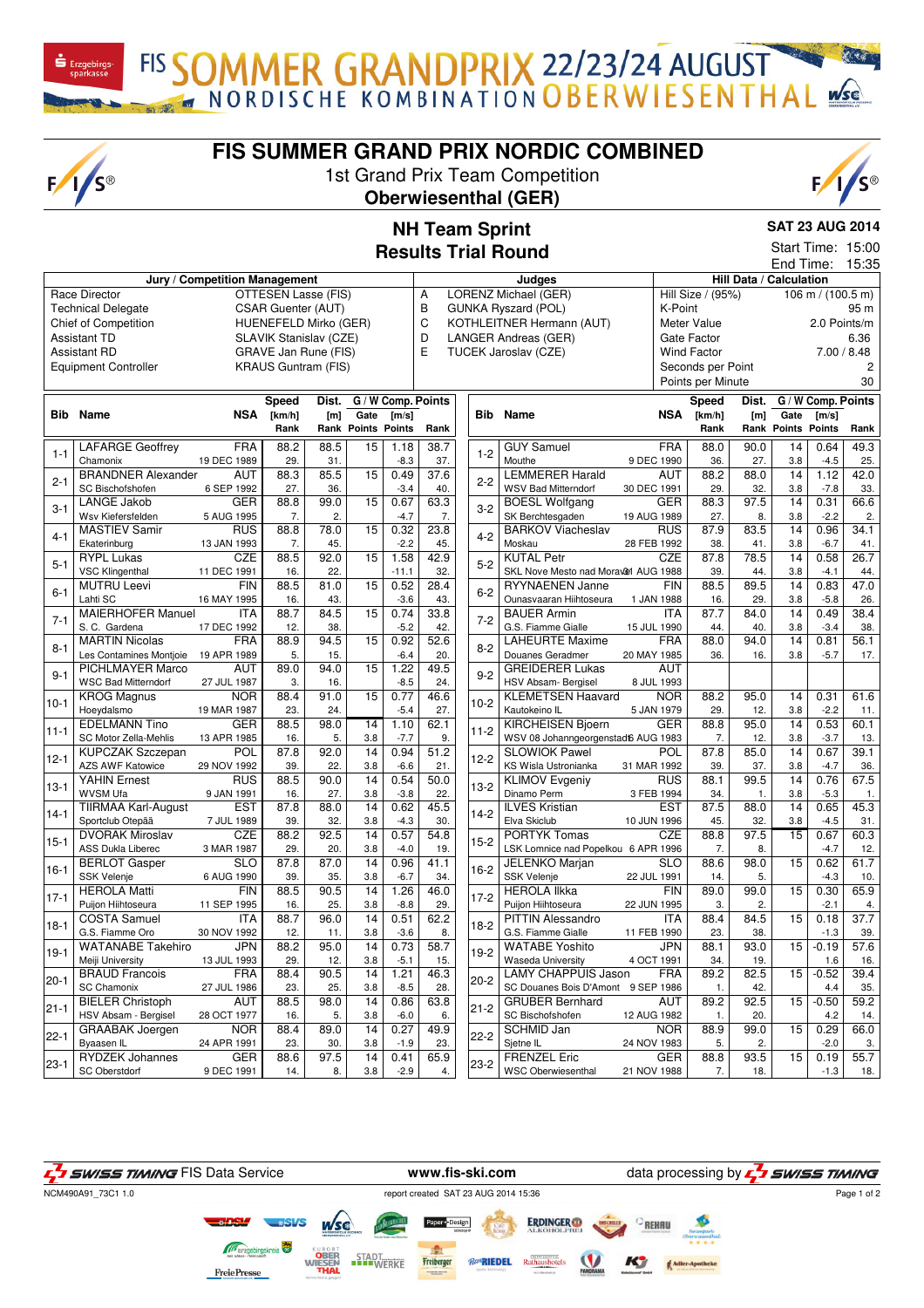# FIS SUMMER GRAND PRIX NORDIC COMBINED

1st Grand Prix Team Competition

**Oberwiesenthal (GER)**

## NH Team Sprint
## Results Trial Round

**SAT 23 AUG 2014**

Start Time: 15:00
End Time: 15:35

| Jury / Competition Management | | Judges | | Hill Data / Calculation | |
|---|---|---|---|---|---|
| Race Director | OTTESEN Lasse (FIS) | A | LORENZ Michael (GER) | Hill Size / (95%) | 106 m / (100.5 m) |
| Technical Delegate | CSAR Guenter (AUT) | B | GUNKA Ryszard (POL) | K-Point | 95 m |
| Chief of Competition | HUENEFELD Mirko (GER) | C | KOTHLEITNER Hermann (AUT) | Meter Value | 2.0 Points/m |
| Assistant TD | SLAVIK Stanislav (CZE) | D | LANGER Andreas (GER) | Gate Factor | 6.36 |
| Assistant RD | GRAVE Jan Rune (FIS) | E | TUCEK Jaroslav (CZE) | Wind Factor | 7.00 / 8.48 |
| Equipment Controller | KRAUS Guntram (FIS) | | | Seconds per Point | 2 |
| | | | | Points per Minute | 30 |

| Bib | Name / Club | NSA / Date of birth | Speed [km/h] | Speed Rank | Dist. [m] | Dist. Rank | Gate | Gate Points | W [m/s] | W Points | Comp. Points | Rank |
|---|---|---|---|---|---|---|---|---|---|---|---|---|
| 1-1 | LAFARGE Geoffrey / Chamonix | FRA / 19 DEC 1989 | 88.2 | 29. | 88.5 | 31. | 15 | | 1.18 | -8.3 | 38.7 | 37. |
| 2-1 | BRANDNER Alexander / SC Bischofshofen | AUT / 6 SEP 1992 | 88.3 | 27. | 85.5 | 36. | 15 | | 0.49 | -3.4 | 37.6 | 40. |
| 3-1 | LANGE Jakob / Wsv Kiefersfelden | GER / 5 AUG 1995 | 88.8 | 7. | 99.0 | 2. | 15 | | 0.67 | -4.7 | 63.3 | 7. |
| 4-1 | MASTIEV Samir / Ekaterinburg | RUS / 13 JAN 1993 | 88.8 | 7. | 78.0 | 45. | 15 | | 0.32 | -2.2 | 23.8 | 45. |
| 5-1 | RYPL Lukas / VSC Klingenthal | CZE / 11 DEC 1991 | 88.5 | 16. | 92.0 | 22. | 15 | | 1.58 | -11.1 | 42.9 | 32. |
| 6-1 | MUTRU Leevi / Lahti SC | FIN / 16 MAY 1995 | 88.5 | 16. | 81.0 | 43. | 15 | | 0.52 | -3.6 | 28.4 | 43. |
| 7-1 | MAIERHOFER Manuel / S. C. Gardena | ITA / 17 DEC 1992 | 88.7 | 12. | 84.5 | 38. | 15 | | 0.74 | -5.2 | 33.8 | 42. |
| 8-1 | MARTIN Nicolas / Les Contamines Montjoie | FRA / 19 APR 1989 | 88.9 | 5. | 94.5 | 15. | 15 | | 0.92 | -6.4 | 52.6 | 20. |
| 9-1 | PICHLMAYER Marco / WSC Bad Mitterndorf | AUT / 27 JUL 1987 | 89.0 | 3. | 94.0 | 16. | 15 | | 1.22 | -8.5 | 49.5 | 24. |
| 10-1 | KROG Magnus / Hoeydalsmo | NOR / 19 MAR 1987 | 88.4 | 23. | 91.0 | 24. | 15 | | 0.77 | -5.4 | 46.6 | 27. |
| 11-1 | EDELMANN Tino / SC Motor Zella-Mehlis | GER / 13 APR 1985 | 88.5 | 16. | 98.0 | 5. | 14 | 3.8 | 1.10 | -7.7 | 62.1 | 9. |
| 12-1 | KUPCZAK Szczepan / AZS AWF Katowice | POL / 29 NOV 1992 | 87.8 | 39. | 92.0 | 22. | 14 | 3.8 | 0.94 | -6.6 | 51.2 | 21. |
| 13-1 | YAHIN Ernest / WVSM Ufa | RUS / 9 JAN 1991 | 88.5 | 16. | 90.0 | 27. | 14 | 3.8 | 0.54 | -3.8 | 50.0 | 22. |
| 14-1 | TIIRMAA Karl-August / Sportclub Otepää | EST / 7 JUL 1989 | 87.8 | 39. | 88.0 | 32. | 14 | 3.8 | 0.62 | -4.3 | 45.5 | 30. |
| 15-1 | DVORAK Miroslav / ASS Dukla Liberec | CZE / 3 MAR 1987 | 88.2 | 29. | 92.5 | 20. | 14 | 3.8 | 0.57 | -4.0 | 54.8 | 19. |
| 16-1 | BERLOT Gasper / SSK Velenje | SLO / 6 AUG 1990 | 87.8 | 39. | 87.0 | 35. | 14 | 3.8 | 0.96 | -6.7 | 41.1 | 34. |
| 17-1 | HEROLA Matti / Puijon Hiihtoseura | FIN / 11 SEP 1995 | 88.5 | 16. | 90.5 | 25. | 14 | 3.8 | 1.26 | -8.8 | 46.0 | 29. |
| 18-1 | COSTA Samuel / G.S. Fiamme Oro | ITA / 30 NOV 1992 | 88.7 | 12. | 96.0 | 11. | 14 | 3.8 | 0.51 | -3.6 | 62.2 | 8. |
| 19-1 | WATANABE Takehiro / Meiji University | JPN / 13 JUL 1993 | 88.2 | 29. | 95.0 | 12. | 14 | 3.8 | 0.73 | -5.1 | 58.7 | 15. |
| 20-1 | BRAUD Francois / SC Chamonix | FRA / 27 JUL 1986 | 88.4 | 23. | 90.5 | 25. | 14 | 3.8 | 1.21 | -8.5 | 46.3 | 28. |
| 21-1 | BIELER Christoph / HSV Absam - Bergisel | AUT / 28 OCT 1977 | 88.5 | 16. | 98.0 | 5. | 14 | 3.8 | 0.86 | -6.0 | 63.8 | 6. |
| 22-1 | GRAABAK Joergen / Byaasen IL | NOR / 24 APR 1991 | 88.4 | 23. | 89.0 | 30. | 14 | 3.8 | 0.27 | -1.9 | 49.9 | 23. |
| 23-1 | RYDZEK Johannes / SC Oberstdorf | GER / 9 DEC 1991 | 88.6 | 14. | 97.5 | 8. | 14 | 3.8 | 0.41 | -2.9 | 65.9 | 4. |
| 1-2 | GUY Samuel / Mouthe | FRA / 9 DEC 1990 | 88.0 | 36. | 90.0 | 27. | 14 | 3.8 | 0.64 | -4.5 | 49.3 | 25. |
| 2-2 | LEMMERER Harald / WSV Bad Mitterndorf | AUT / 30 DEC 1991 | 88.2 | 29. | 88.0 | 32. | 14 | 3.8 | 1.12 | -7.8 | 42.0 | 33. |
| 3-2 | BOESL Wolfgang / SK Berchtesgaden | GER / 19 AUG 1989 | 88.3 | 27. | 97.5 | 8. | 14 | 3.8 | 0.31 | -2.2 | 66.6 | 2. |
| 4-2 | BARKOV Viacheslav / Moskau | RUS / 28 FEB 1992 | 87.9 | 38. | 83.5 | 41. | 14 | 3.8 | 0.96 | -6.7 | 34.1 | 41. |
| 5-2 | KUTAL Petr / SKL Nove Mesto nad Moravou | CZE / 31 AUG 1988 | 87.8 | 39. | 78.5 | 44. | 14 | 3.8 | 0.58 | -4.1 | 26.7 | 44. |
| 6-2 | RYYNAENEN Janne / Ounasvaaran Hiihtoseura | FIN / 1 JAN 1988 | 88.5 | 16. | 89.5 | 29. | 14 | 3.8 | 0.83 | -5.8 | 47.0 | 26. |
| 7-2 | BAUER Armin / G.S. Fiamme Gialle | ITA / 15 JUL 1990 | 87.7 | 44. | 84.0 | 40. | 14 | 3.8 | 0.49 | -3.4 | 38.4 | 38. |
| 8-2 | LAHEURTE Maxime / Douanes Geradmer | FRA / 20 MAY 1985 | 88.0 | 36. | 94.0 | 16. | 14 | 3.8 | 0.81 | -5.7 | 56.1 | 17. |
| 9-2 | GREIDERER Lukas / HSV Absam- Bergisel | AUT / 8 JUL 1993 | | | | | | | | | | |
| 10-2 | KLEMETSEN Haavard / Kautokeino IL | NOR / 5 JAN 1979 | 88.2 | 29. | 95.0 | 12. | 14 | 3.8 | 0.31 | -2.2 | 61.6 | 11. |
| 11-2 | KIRCHEISEN Bjoern / WSV 08 Johanngeorgenstadt | GER / 6 AUG 1983 | 88.8 | 7. | 95.0 | 12. | 14 | 3.8 | 0.53 | -3.7 | 60.1 | 13. |
| 12-2 | SLOWIOK Pawel / KS Wisla Ustronianka | POL / 31 MAR 1992 | 87.8 | 39. | 85.0 | 37. | 14 | 3.8 | 0.67 | -4.7 | 39.1 | 36. |
| 13-2 | KLIMOV Evgeniy / Dinamo Perm | RUS / 3 FEB 1994 | 88.1 | 34. | 99.5 | 1. | 14 | 3.8 | 0.76 | -5.3 | 67.5 | 1. |
| 14-2 | ILVES Kristian / Elva Skiclub | EST / 10 JUN 1996 | 87.5 | 45. | 88.0 | 32. | 14 | 3.8 | 0.65 | -4.5 | 45.3 | 31. |
| 15-2 | PORTYK Tomas / LSK Lomnice nad Popelkou | CZE / 6 APR 1996 | 88.8 | 7. | 97.5 | 8. | 15 | | 0.67 | -4.7 | 60.3 | 12. |
| 16-2 | JELENKO Marjan / SSK Velenje | SLO / 22 JUL 1991 | 88.6 | 14. | 98.0 | 5. | 15 | | 0.62 | -4.3 | 61.7 | 10. |
| 17-2 | HEROLA Ilkka / Puijon Hiihtoseura | FIN / 22 JUN 1995 | 89.0 | 3. | 99.0 | 2. | 15 | | 0.30 | -2.1 | 65.9 | 4. |
| 18-2 | PITTIN Alessandro / G.S. Fiamme Gialle | ITA / 11 FEB 1990 | 88.4 | 23. | 84.5 | 38. | 15 | | 0.18 | -1.3 | 37.7 | 39. |
| 19-2 | WATABE Yoshito / Waseda University | JPN / 4 OCT 1991 | 88.1 | 34. | 93.0 | 19. | 15 | | -0.19 | 1.6 | 57.6 | 16. |
| 20-2 | LAMY CHAPPUIS Jason / SC Douanes Bois D'Amont | FRA / 9 SEP 1986 | 89.2 | 1. | 82.5 | 42. | 15 | | -0.52 | 4.4 | 39.4 | 35. |
| 21-2 | GRUBER Bernhard / SC Bischofshofen | AUT / 12 AUG 1982 | 89.2 | 1. | 92.5 | 20. | 15 | | -0.50 | 4.2 | 59.2 | 14. |
| 22-2 | SCHMID Jan / Sjetne IL | NOR / 24 NOV 1983 | 88.9 | 5. | 99.0 | 2. | 15 | | 0.29 | -2.0 | 66.0 | 3. |
| 23-2 | FRENZEL Eric / WSC Oberwiesenthal | GER / 21 NOV 1988 | 88.8 | 7. | 93.5 | 18. | 15 | | 0.19 | -1.3 | 55.7 | 18. |

FIS Data Service www.fis-ski.com data processing by SWISS TIMING

NCM490A91_73C1 1.0 report created SAT 23 AUG 2014 15:36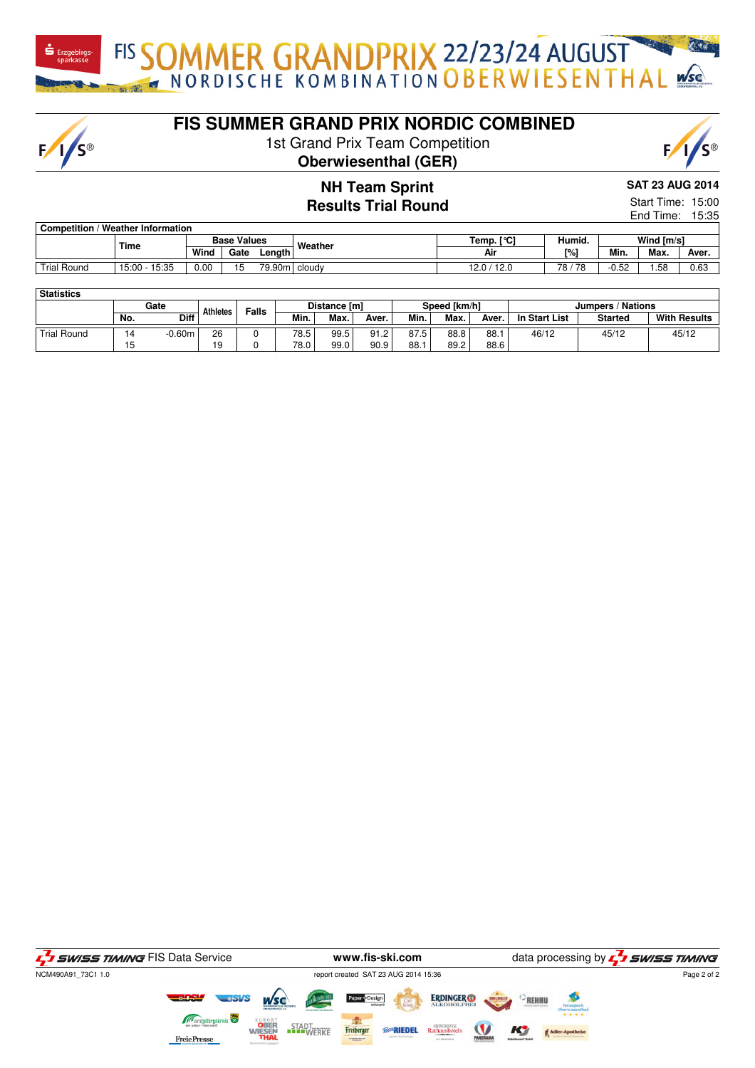# FIS SUMMER GRAND PRIX NORDIC COMBINED

1st Grand Prix Team Competition

**Oberwiesenthal (GER)**

## NH Team Sprint
## Results Trial Round

**SAT 23 AUG 2014**

Start Time: 15:00

End Time: 15:35

**Competition / Weather Information**

| | Time | Base Values | | | Weather | Temp. [°C] | Humid. | Wind [m/s] | | |
|---|---|---|---|---|---|---|---|---|---|---|
| | | Wind | Gate | Length | | Air | [%] | Min. | Max. | Aver. |
| Trial Round | 15:00 - 15:35 | 0.00 | 15 | 79.90m | cloudy | 12.0 / 12.0 | 78 / 78 | -0.52 | 1.58 | 0.63 |

**Statistics**

| | Gate | | Athletes | Falls | Distance [m] | | | Speed [km/h] | | | Jumpers / Nations | | |
|---|---|---|---|---|---|---|---|---|---|---|---|---|---|
| | No. | Diff | | | Min. | Max. | Aver. | Min. | Max. | Aver. | In Start List | Started | With Results |
| Trial Round | 14 | -0.60m | 26 | 0 | 78.5 | 99.5 | 91.2 | 87.5 | 88.8 | 88.1 | 46/12 | 45/12 | 45/12 |
| | 15 | | 19 | 0 | 78.0 | 99.0 | 90.9 | 88.1 | 89.2 | 88.6 | | | |

SWISS TIMING FIS Data Service    www.fis-ski.com    data processing by SWISS TIMING

NCM490A91_73C1 1.0    report created SAT 23 AUG 2014 15:36